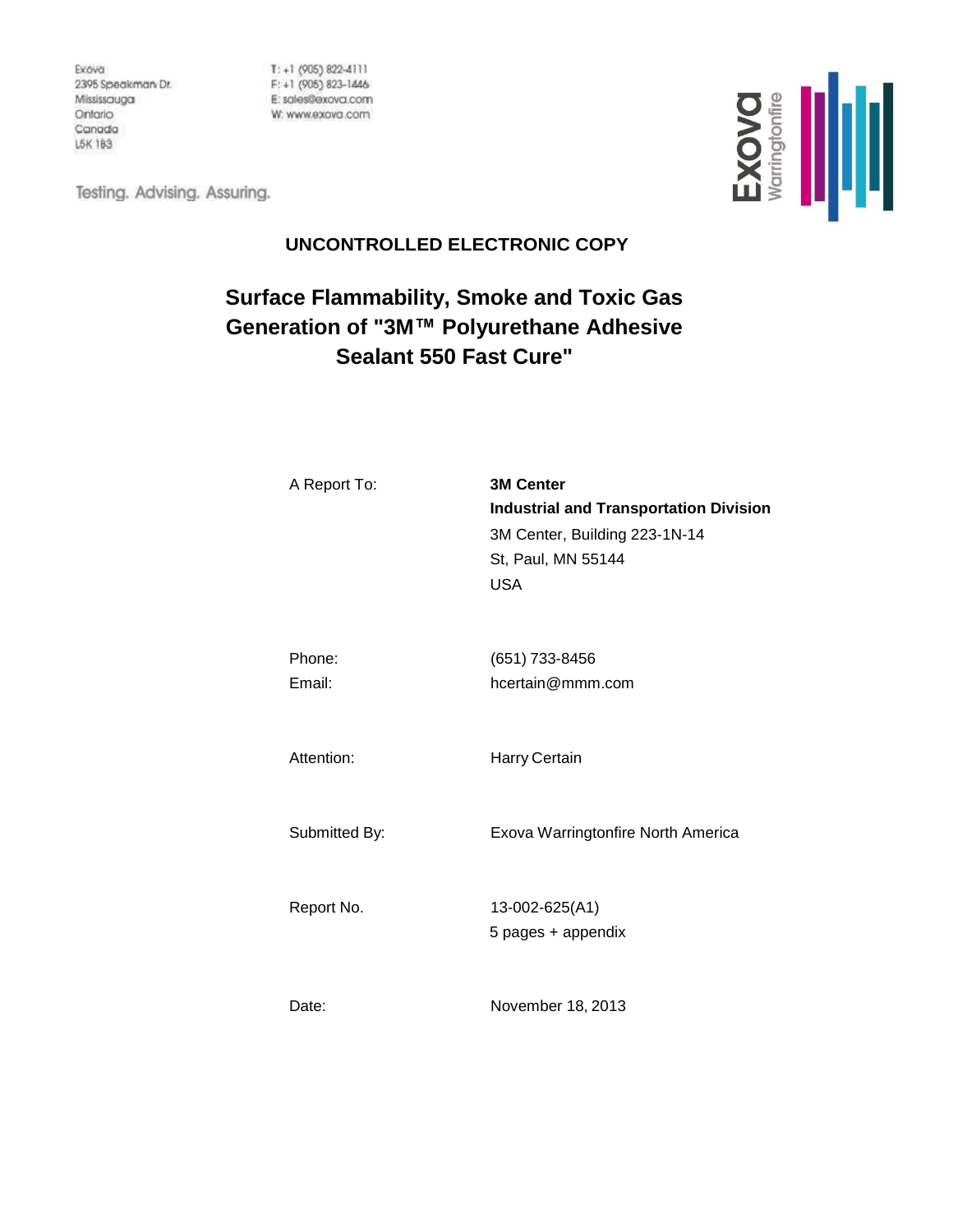Exova
2395 Speakman Dr.
Mississauga
Ontario
Canada
L5K 1B3

T: +1 (905) 822-4111
F: +1 (905) 823-1446
E: sales@exova.com
W: www.exova.com

Testing. Advising. Assuring.

Exova Warringtonfire

**UNCONTROLLED ELECTRONIC COPY**

# Surface Flammability, Smoke and Toxic Gas Generation of "3M™ Polyurethane Adhesive Sealant 550 Fast Cure"

A Report To: **3M Center**
**Industrial and Transportation Division**
3M Center, Building 223-1N-14
St, Paul, MN 55144
USA

Phone: (651) 733-8456
Email: hcertain@mmm.com

Attention: Harry Certain

Submitted By: Exova Warringtonfire North America

Report No. 13-002-625(A1)
5 pages + appendix

Date: November 18, 2013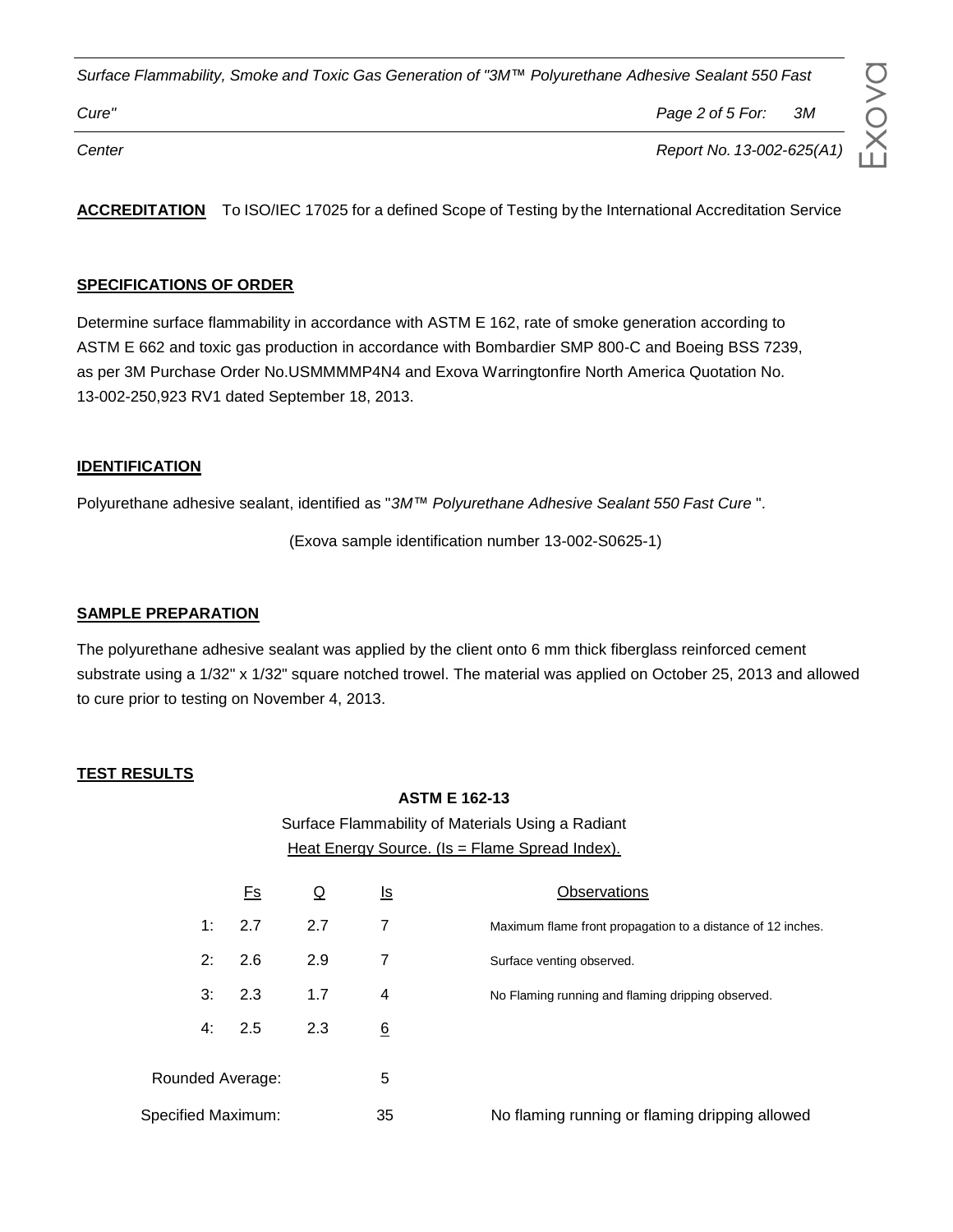**ACCREDITATION** To ISO/IEC 17025 for a defined Scope of Testing by the International Accreditation Service

**SPECIFICATIONS OF ORDER**

Determine surface flammability in accordance with ASTM E 162, rate of smoke generation according to ASTM E 662 and toxic gas production in accordance with Bombardier SMP 800-C and Boeing BSS 7239, as per 3M Purchase Order No.USMMMMP4N4 and Exova Warringtonfire North America Quotation No. 13-002-250,923 RV1 dated September 18, 2013.

**IDENTIFICATION**

Polyurethane adhesive sealant, identified as "*3M™ Polyurethane Adhesive Sealant 550 Fast Cure* ".

(Exova sample identification number 13-002-S0625-1)

**SAMPLE PREPARATION**

The polyurethane adhesive sealant was applied by the client onto 6 mm thick fiberglass reinforced cement substrate using a 1/32" x 1/32" square notched trowel. The material was applied on October 25, 2013 and allowed to cure prior to testing on November 4, 2013.

**TEST RESULTS**

**ASTM E 162-13**

Surface Flammability of Materials Using a Radiant Heat Energy Source. (Is = Flame Spread Index).

| | Fs | Q | Is | Observations |
|---|---|---|---|---|
| 1: | 2.7 | 2.7 | 7 | Maximum flame front propagation to a distance of 12 inches. |
| 2: | 2.6 | 2.9 | 7 | Surface venting observed. |
| 3: | 2.3 | 1.7 | 4 | No Flaming running and flaming dripping observed. |
| 4: | 2.5 | 2.3 | 6 | |
| Rounded Average: | | | 5 | |
| Specified Maximum: | | | 35 | No flaming running or flaming dripping allowed |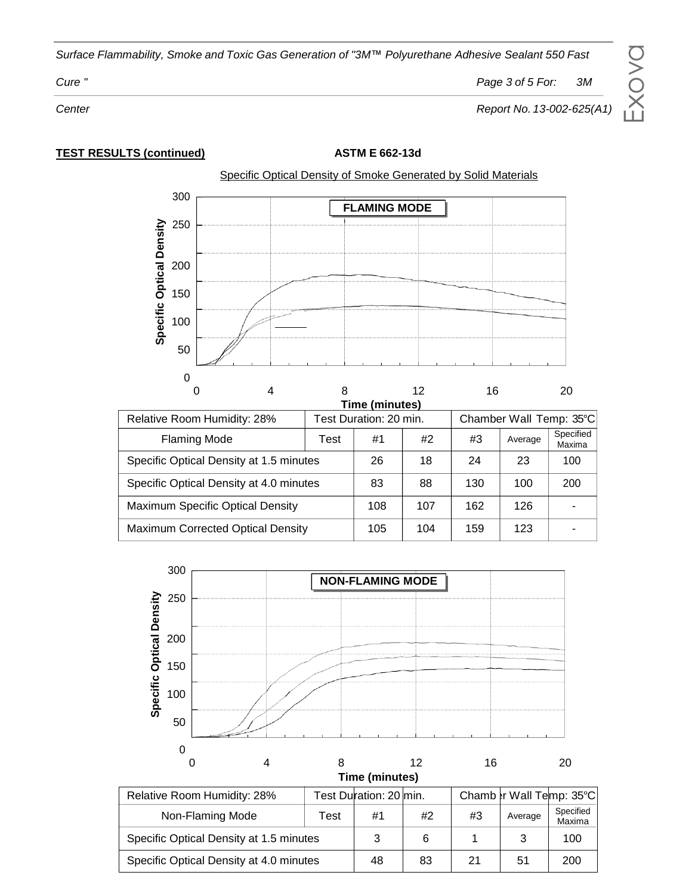**TEST RESULTS (continued)** **ASTM E 662-13d**

Specific Optical Density of Smoke Generated by Solid Materials

| Relative Room Humidity: 28% | | Test Duration: 20 min. | | Chamber Wall Temp: 35°C | | |
|---|---|---|---|---|---|---|
| Flaming Mode | Test | #1 | #2 | #3 | Average | Specified Maxima |
| Specific Optical Density at 1.5 minutes | | 26 | 18 | 24 | 23 | 100 |
| Specific Optical Density at 4.0 minutes | | 83 | 88 | 130 | 100 | 200 |
| Maximum Specific Optical Density | | 108 | 107 | 162 | 126 | - |
| Maximum Corrected Optical Density | | 105 | 104 | 159 | 123 | - |

| Relative Room Humidity: 28% | | Test Duration: 20 min. | | Chamber Wall Temp: 35°C | | |
|---|---|---|---|---|---|---|
| Non-Flaming Mode | Test | #1 | #2 | #3 | Average | Specified Maxima |
| Specific Optical Density at 1.5 minutes | | 3 | 6 | 1 | 3 | 100 |
| Specific Optical Density at 4.0 minutes | | 48 | 83 | 21 | 51 | 200 |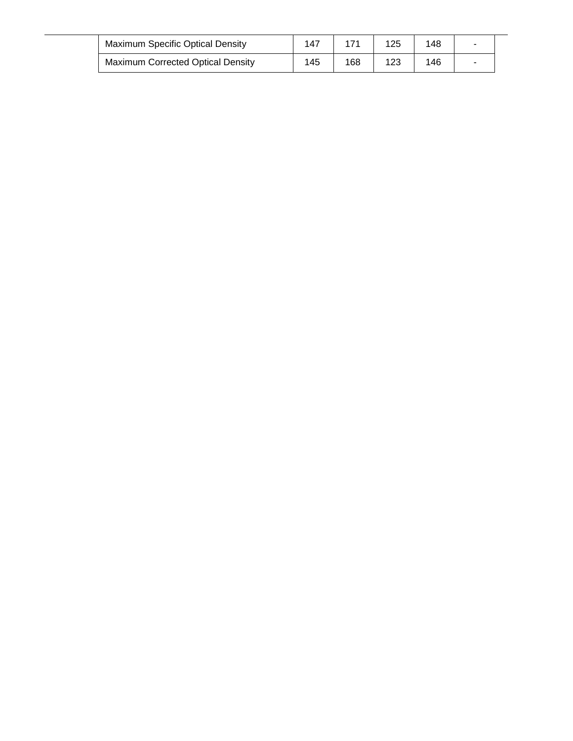| | | | | | |
|---|---|---|---|---|---|
| Maximum Specific Optical Density | 147 | 171 | 125 | 148 | - |
| Maximum Corrected Optical Density | 145 | 168 | 123 | 146 | - |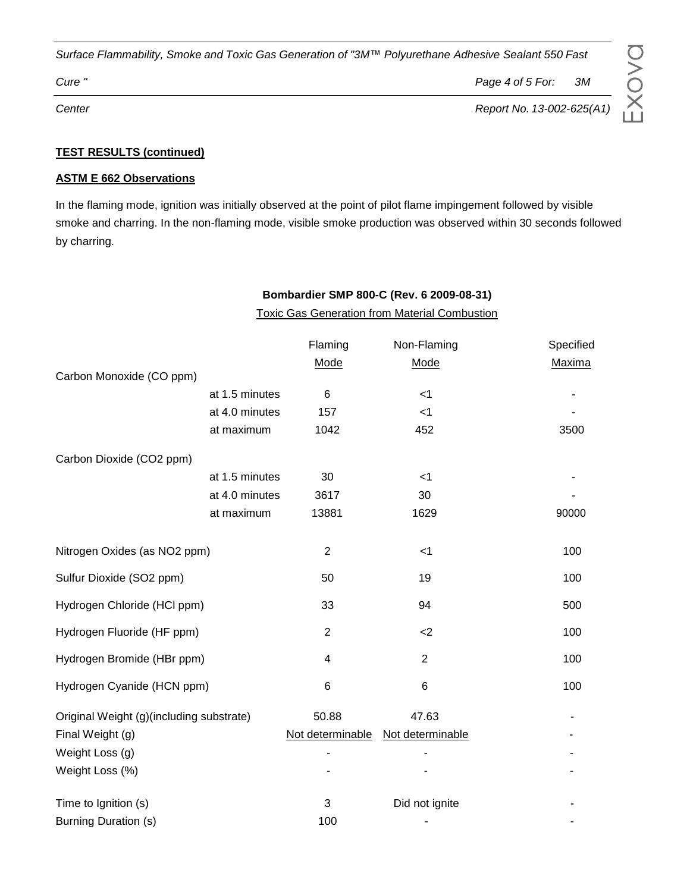**TEST RESULTS (continued)**

**ASTM E 662 Observations**

In the flaming mode, ignition was initially observed at the point of pilot flame impingement followed by visible smoke and charring. In the non-flaming mode, visible smoke production was observed within 30 seconds followed by charring.

**Bombardier SMP 800-C (Rev. 6 2009-08-31)**

Toxic Gas Generation from Material Combustion

| | | Flaming Mode | Non-Flaming Mode | Specified Maxima |
|---|---|---|---|---|
| Carbon Monoxide (CO ppm) | | | | |
| | at 1.5 minutes | 6 | <1 | - |
| | at 4.0 minutes | 157 | <1 | - |
| | at maximum | 1042 | 452 | 3500 |
| Carbon Dioxide (CO2 ppm) | | | | |
| | at 1.5 minutes | 30 | <1 | - |
| | at 4.0 minutes | 3617 | 30 | - |
| | at maximum | 13881 | 1629 | 90000 |
| Nitrogen Oxides (as NO2 ppm) | | 2 | <1 | 100 |
| Sulfur Dioxide (SO2 ppm) | | 50 | 19 | 100 |
| Hydrogen Chloride (HCl ppm) | | 33 | 94 | 500 |
| Hydrogen Fluoride (HF ppm) | | 2 | <2 | 100 |
| Hydrogen Bromide (HBr ppm) | | 4 | 2 | 100 |
| Hydrogen Cyanide (HCN ppm) | | 6 | 6 | 100 |
| Original Weight (g)(including substrate) | | 50.88 | 47.63 | - |
| Final Weight (g) | | Not determinable | Not determinable | - |
| Weight Loss (g) | | - | - | - |
| Weight Loss (%) | | - | - | - |
| Time to Ignition (s) | | 3 | Did not ignite | - |
| Burning Duration (s) | | 100 | - | - |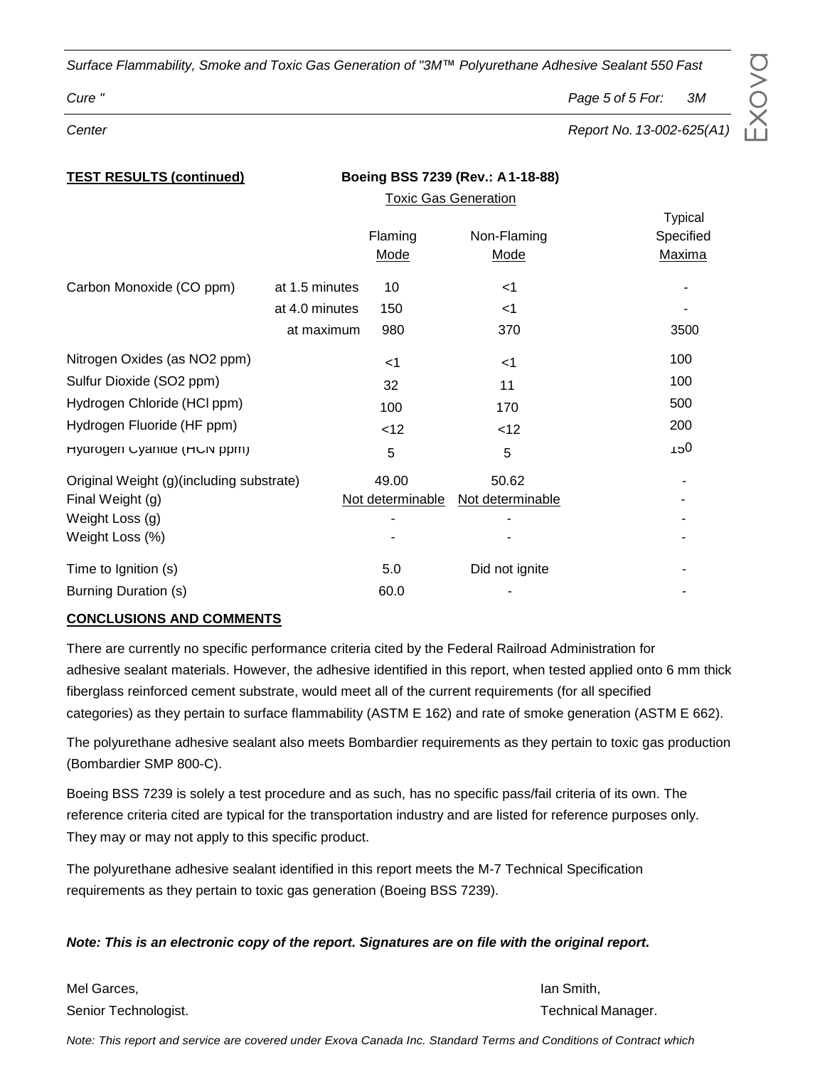**TEST RESULTS (continued)** **Boeing BSS 7239 (Rev.: A1-18-88)**

Toxic Gas Generation

| | | Flaming Mode | Non-Flaming Mode | Typical Specified Maxima |
|---|---|---|---|---|
| Carbon Monoxide (CO ppm) | at 1.5 minutes | 10 | <1 | - |
| | at 4.0 minutes | 150 | <1 | - |
| | at maximum | 980 | 370 | 3500 |
| Nitrogen Oxides (as $NO_2$ ppm) | | <1 | <1 | 100 |
| Sulfur Dioxide ($SO_2$ ppm) | | 32 | 11 | 100 |
| Hydrogen Chloride (HCl ppm) | | 100 | 170 | 500 |
| Hydrogen Fluoride (HF ppm) | | <12 | <12 | 200 |
| Hydrogen Cyanide (HCN ppm) | | 5 | 5 | 150 |
| Original Weight (g)(including substrate) | | 49.00 | 50.62 | - |
| Final Weight (g) | | Not determinable | Not determinable | - |
| Weight Loss (g) | | - | - | - |
| Weight Loss (%) | | - | - | - |
| Time to Ignition (s) | | 5.0 | Did not ignite | - |
| Burning Duration (s) | | 60.0 | - | - |

**CONCLUSIONS AND COMMENTS**

There are currently no specific performance criteria cited by the Federal Railroad Administration for adhesive sealant materials. However, the adhesive identified in this report, when tested applied onto 6 mm thick fiberglass reinforced cement substrate, would meet all of the current requirements (for all specified categories) as they pertain to surface flammability (ASTM E 162) and rate of smoke generation (ASTM E 662).

The polyurethane adhesive sealant also meets Bombardier requirements as they pertain to toxic gas production (Bombardier SMP 800-C).

Boeing BSS 7239 is solely a test procedure and as such, has no specific pass/fail criteria of its own. The reference criteria cited are typical for the transportation industry and are listed for reference purposes only. They may or may not apply to this specific product.

The polyurethane adhesive sealant identified in this report meets the M-7 Technical Specification requirements as they pertain to toxic gas generation (Boeing BSS 7239).

***Note: This is an electronic copy of the report. Signatures are on file with the original report.***

Mel Garces,
Senior Technologist.

Ian Smith,
Technical Manager.

*Note: This report and service are covered under Exova Canada Inc. Standard Terms and Conditions of Contract which*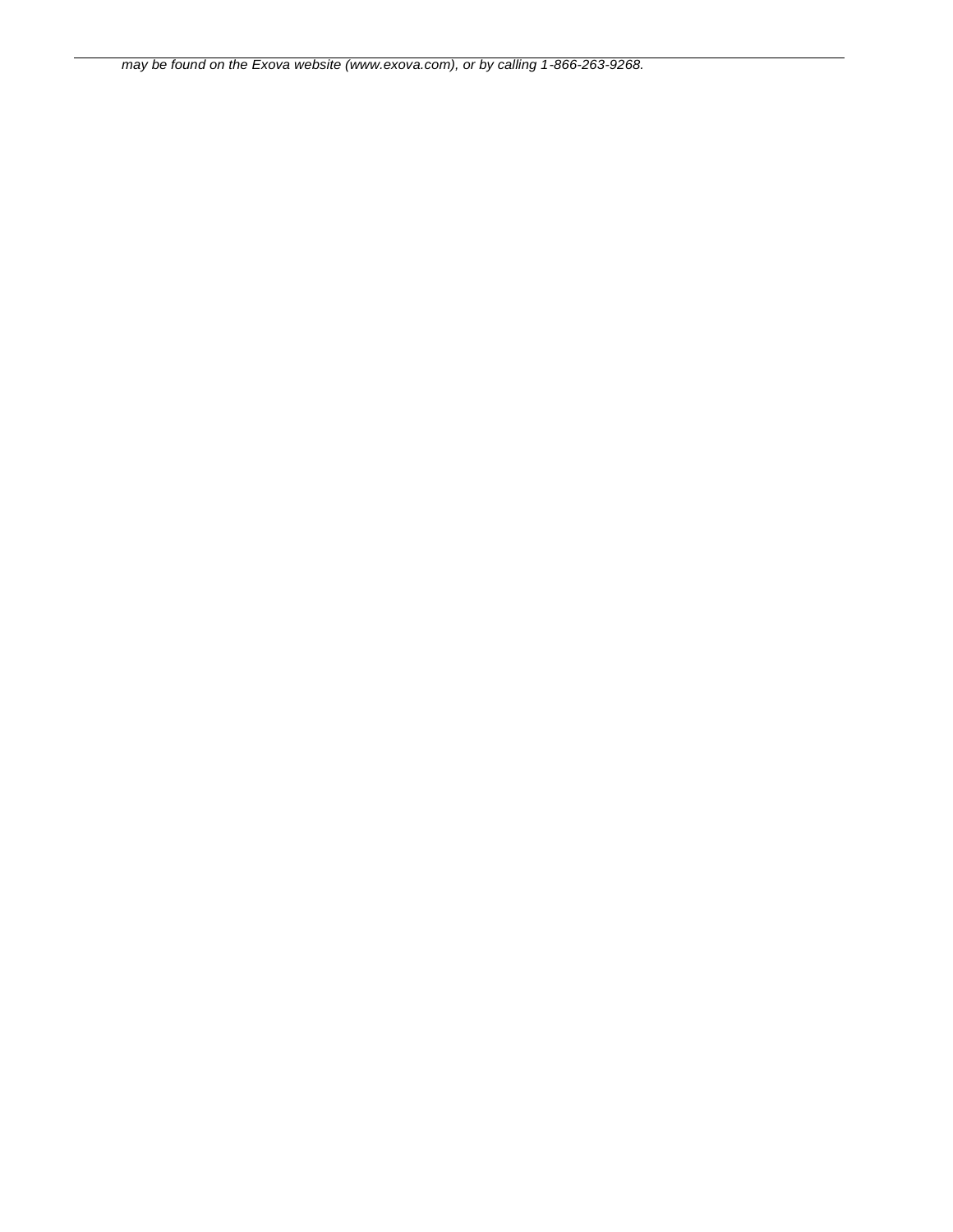*may be found on the Exova website (www.exova.com), or by calling 1-866-263-9268.*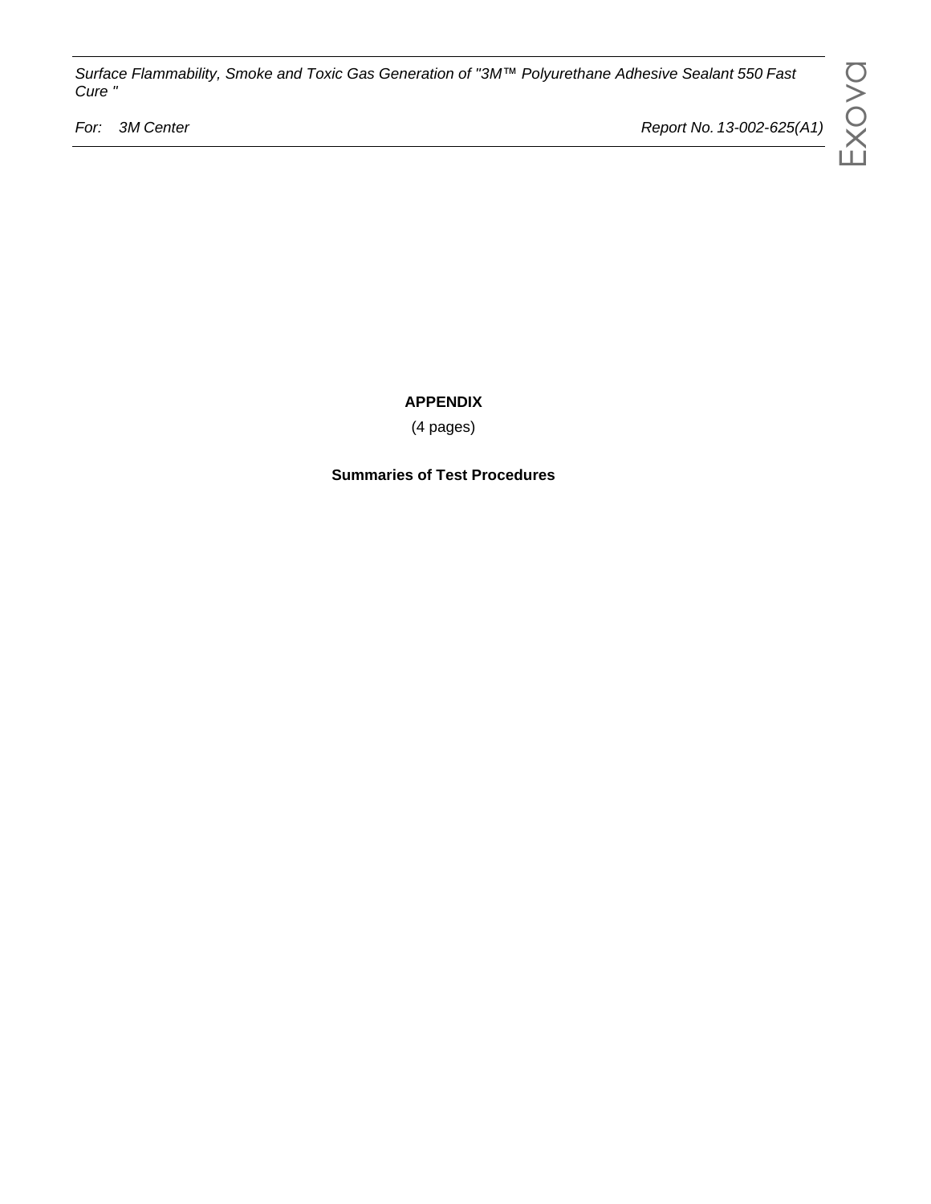**APPENDIX**

(4 pages)

**Summaries of Test Procedures**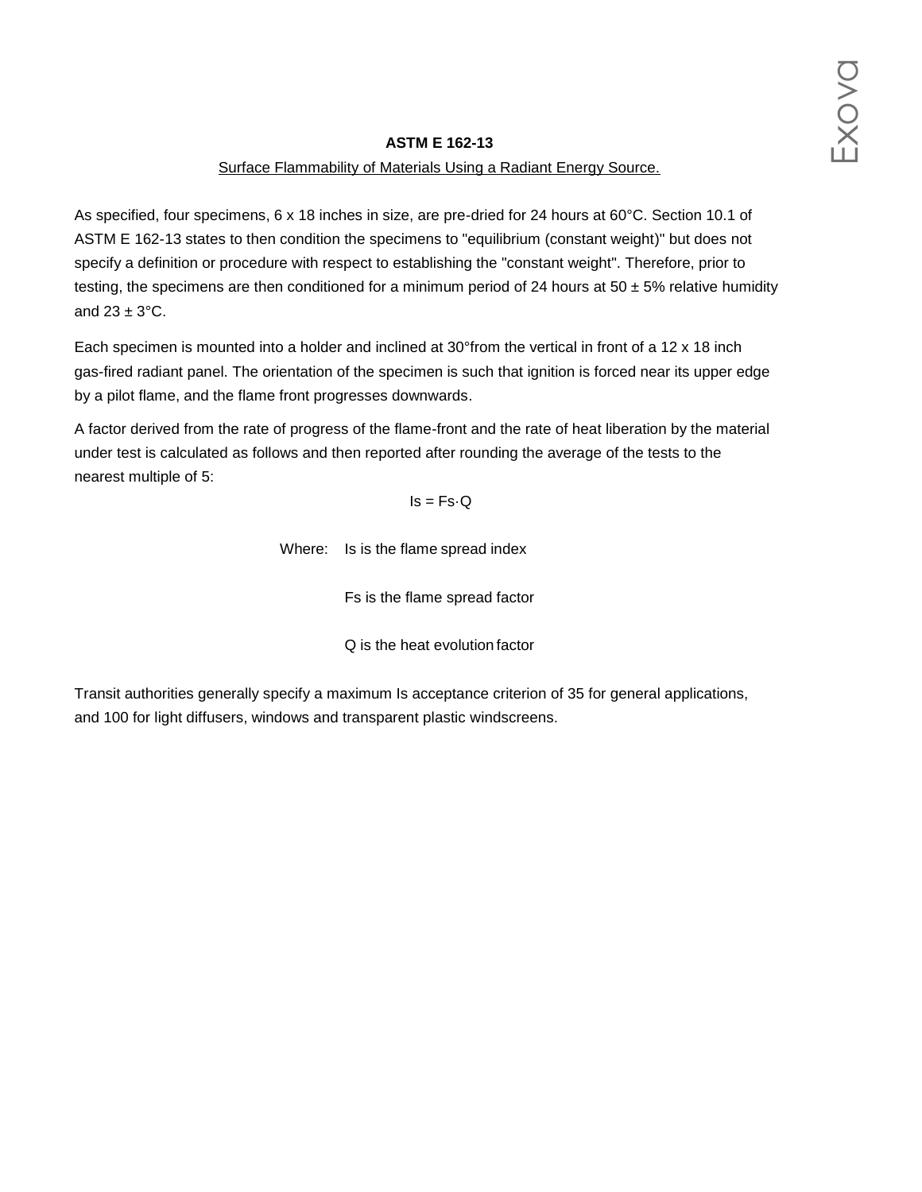**ASTM E 162-13**

Surface Flammability of Materials Using a Radiant Energy Source.

As specified, four specimens, 6 x 18 inches in size, are pre-dried for 24 hours at 60°C. Section 10.1 of ASTM E 162-13 states to then condition the specimens to "equilibrium (constant weight)" but does not specify a definition or procedure with respect to establishing the "constant weight". Therefore, prior to testing, the specimens are then conditioned for a minimum period of 24 hours at 50 ± 5% relative humidity and 23 ± 3°C.

Each specimen is mounted into a holder and inclined at 30°from the vertical in front of a 12 x 18 inch gas-fired radiant panel. The orientation of the specimen is such that ignition is forced near its upper edge by a pilot flame, and the flame front progresses downwards.

A factor derived from the rate of progress of the flame-front and the rate of heat liberation by the material under test is calculated as follows and then reported after rounding the average of the tests to the nearest multiple of 5:

$$I_s = F_s \cdot Q$$

Where: $I_s$ is the flame spread index

$F_s$ is the flame spread factor

$Q$ is the heat evolution factor

Transit authorities generally specify a maximum Is acceptance criterion of 35 for general applications, and 100 for light diffusers, windows and transparent plastic windscreens.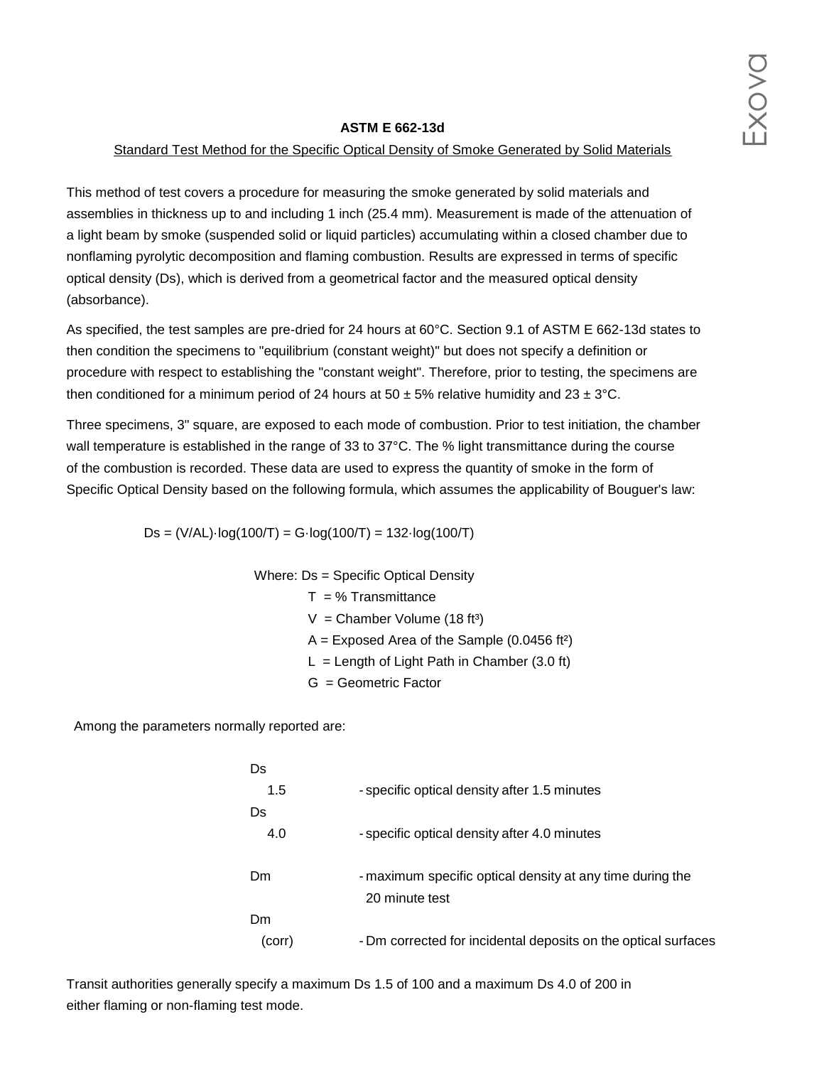**ASTM E 662-13d**

Standard Test Method for the Specific Optical Density of Smoke Generated by Solid Materials

This method of test covers a procedure for measuring the smoke generated by solid materials and assemblies in thickness up to and including 1 inch (25.4 mm). Measurement is made of the attenuation of a light beam by smoke (suspended solid or liquid particles) accumulating within a closed chamber due to nonflaming pyrolytic decomposition and flaming combustion. Results are expressed in terms of specific optical density (Ds), which is derived from a geometrical factor and the measured optical density (absorbance).

As specified, the test samples are pre-dried for 24 hours at 60°C. Section 9.1 of ASTM E 662-13d states to then condition the specimens to "equilibrium (constant weight)" but does not specify a definition or procedure with respect to establishing the "constant weight". Therefore, prior to testing, the specimens are then conditioned for a minimum period of 24 hours at 50 ± 5% relative humidity and 23 ± 3°C.

Three specimens, 3" square, are exposed to each mode of combustion. Prior to test initiation, the chamber wall temperature is established in the range of 33 to 37°C. The % light transmittance during the course of the combustion is recorded. These data are used to express the quantity of smoke in the form of Specific Optical Density based on the following formula, which assumes the applicability of Bouguer's law:

$$D_s = (V/AL)\cdot\log(100/T) = G\cdot\log(100/T) = 132\cdot\log(100/T)$$

Where: $D_s$ = Specific Optical Density
- $T$ = % Transmittance
- $V$ = Chamber Volume (18 ft³)
- $A$ = Exposed Area of the Sample (0.0456 ft²)
- $L$ = Length of Light Path in Chamber (3.0 ft)
- $G$ = Geometric Factor

Among the parameters normally reported are:

| | |
|---|---|
| $D_{s\,1.5}$ | - specific optical density after 1.5 minutes |
| $D_{s\,4.0}$ | - specific optical density after 4.0 minutes |
| $D_m$ | - maximum specific optical density at any time during the 20 minute test |
| $D_{m\,(corr)}$ | - Dm corrected for incidental deposits on the optical surfaces |

Transit authorities generally specify a maximum Ds 1.5 of 100 and a maximum Ds 4.0 of 200 in either flaming or non-flaming test mode.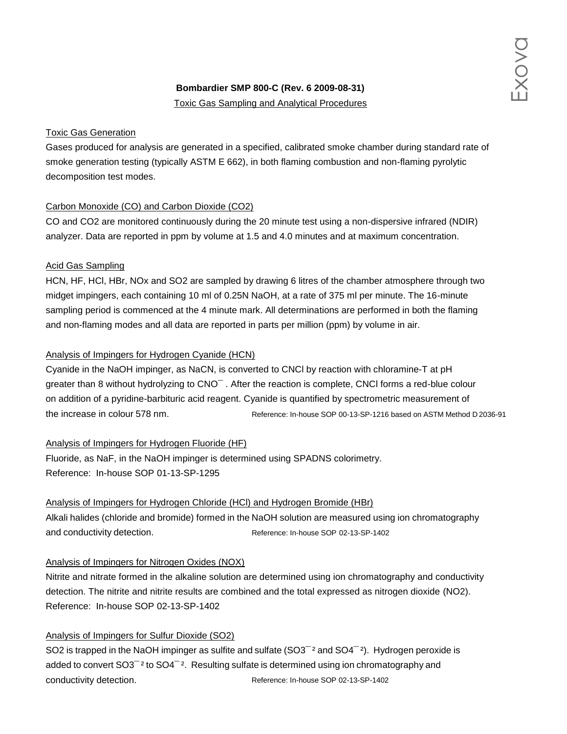## Bombardier SMP 800-C (Rev. 6 2009-08-31)

Toxic Gas Sampling and Analytical Procedures

### Toxic Gas Generation

Gases produced for analysis are generated in a specified, calibrated smoke chamber during standard rate of smoke generation testing (typically ASTM E 662), in both flaming combustion and non-flaming pyrolytic decomposition test modes.

### Carbon Monoxide (CO) and Carbon Dioxide (CO2)

CO and $CO_2$ are monitored continuously during the 20 minute test using a non-dispersive infrared (NDIR) analyzer. Data are reported in ppm by volume at 1.5 and 4.0 minutes and at maximum concentration.

### Acid Gas Sampling

HCN, HF, HCl, HBr, NOx and $SO_2$ are sampled by drawing 6 litres of the chamber atmosphere through two midget impingers, each containing 10 ml of 0.25N NaOH, at a rate of 375 ml per minute. The 16-minute sampling period is commenced at the 4 minute mark. All determinations are performed in both the flaming and non-flaming modes and all data are reported in parts per million (ppm) by volume in air.

### Analysis of Impingers for Hydrogen Cyanide (HCN)

Cyanide in the NaOH impinger, as NaCN, is converted to CNCl by reaction with chloramine-T at pH greater than 8 without hydrolyzing to $CNO^-$ . After the reaction is complete, CNCl forms a red-blue colour on addition of a pyridine-barbituric acid reagent. Cyanide is quantified by spectrometric measurement of the increase in colour 578 nm. Reference: In-house SOP 00-13-SP-1216 based on ASTM Method D 2036-91

### Analysis of Impingers for Hydrogen Fluoride (HF)

Fluoride, as NaF, in the NaOH impinger is determined using SPADNS colorimetry.
Reference: In-house SOP 01-13-SP-1295

### Analysis of Impingers for Hydrogen Chloride (HCl) and Hydrogen Bromide (HBr)

Alkali halides (chloride and bromide) formed in the NaOH solution are measured using ion chromatography and conductivity detection. Reference: In-house SOP 02-13-SP-1402

### Analysis of Impingers for Nitrogen Oxides (NOX)

Nitrite and nitrate formed in the alkaline solution are determined using ion chromatography and conductivity detection. The nitrite and nitrite results are combined and the total expressed as nitrogen dioxide ($NO_2$). Reference: In-house SOP 02-13-SP-1402

### Analysis of Impingers for Sulfur Dioxide (SO2)

$SO_2$ is trapped in the NaOH impinger as sulfite and sulfate ($SO_3^{-2}$ and $SO_4^{-2}$). Hydrogen peroxide is added to convert $SO_3^{-2}$ to $SO_4^{-2}$. Resulting sulfate is determined using ion chromatography and conductivity detection. Reference: In-house SOP 02-13-SP-1402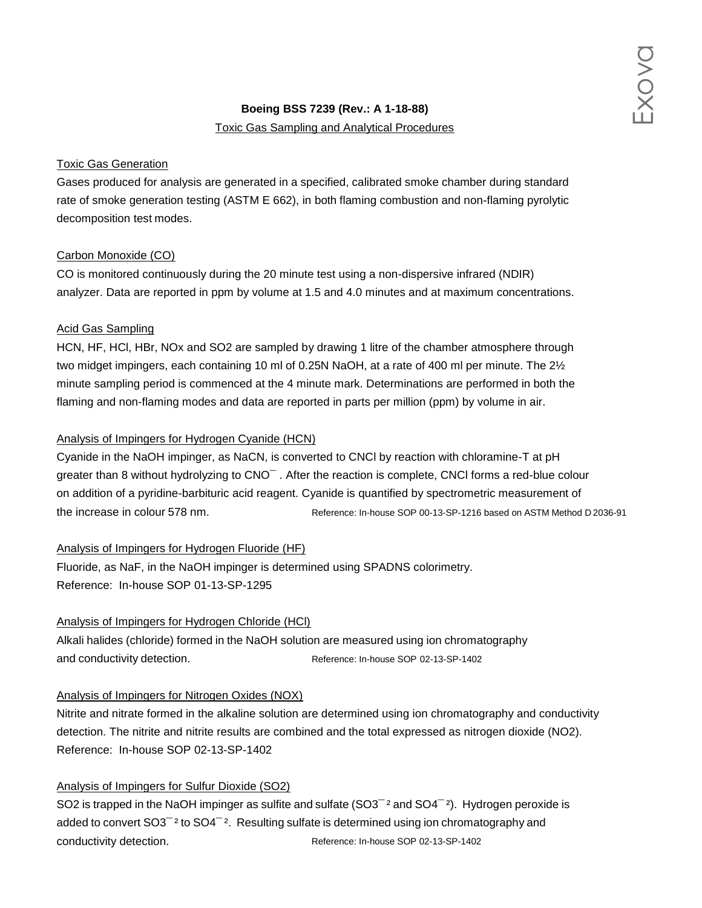# Boeing BSS 7239 (Rev.: A 1-18-88)

## Toxic Gas Sampling and Analytical Procedures

### Toxic Gas Generation

Gases produced for analysis are generated in a specified, calibrated smoke chamber during standard rate of smoke generation testing (ASTM E 662), in both flaming combustion and non-flaming pyrolytic decomposition test modes.

### Carbon Monoxide (CO)

CO is monitored continuously during the 20 minute test using a non-dispersive infrared (NDIR) analyzer. Data are reported in ppm by volume at 1.5 and 4.0 minutes and at maximum concentrations.

### Acid Gas Sampling

HCN, HF, HCl, HBr, NOx and SO2 are sampled by drawing 1 litre of the chamber atmosphere through two midget impingers, each containing 10 ml of 0.25N NaOH, at a rate of 400 ml per minute. The 2½ minute sampling period is commenced at the 4 minute mark. Determinations are performed in both the flaming and non-flaming modes and data are reported in parts per million (ppm) by volume in air.

### Analysis of Impingers for Hydrogen Cyanide (HCN)

Cyanide in the NaOH impinger, as NaCN, is converted to CNCl by reaction with chloramine-T at pH greater than 8 without hydrolyzing to $CNO^{-}$. After the reaction is complete, CNCl forms a red-blue colour on addition of a pyridine-barbituric acid reagent. Cyanide is quantified by spectrometric measurement of the increase in colour 578 nm. Reference: In-house SOP 00-13-SP-1216 based on ASTM Method D 2036-91

### Analysis of Impingers for Hydrogen Fluoride (HF)

Fluoride, as NaF, in the NaOH impinger is determined using SPADNS colorimetry.
Reference: In-house SOP 01-13-SP-1295

### Analysis of Impingers for Hydrogen Chloride (HCl)

Alkali halides (chloride) formed in the NaOH solution are measured using ion chromatography and conductivity detection. Reference: In-house SOP 02-13-SP-1402

### Analysis of Impingers for Nitrogen Oxides (NOX)

Nitrite and nitrate formed in the alkaline solution are determined using ion chromatography and conductivity detection. The nitrite and nitrite results are combined and the total expressed as nitrogen dioxide (NO2).
Reference: In-house SOP 02-13-SP-1402

### Analysis of Impingers for Sulfur Dioxide (SO2)

SO2 is trapped in the NaOH impinger as sulfite and sulfate ($SO_3^{-2}$ and $SO_4^{-2}$). Hydrogen peroxide is added to convert $SO_3^{-2}$ to $SO_4^{-2}$. Resulting sulfate is determined using ion chromatography and conductivity detection. Reference: In-house SOP 02-13-SP-1402